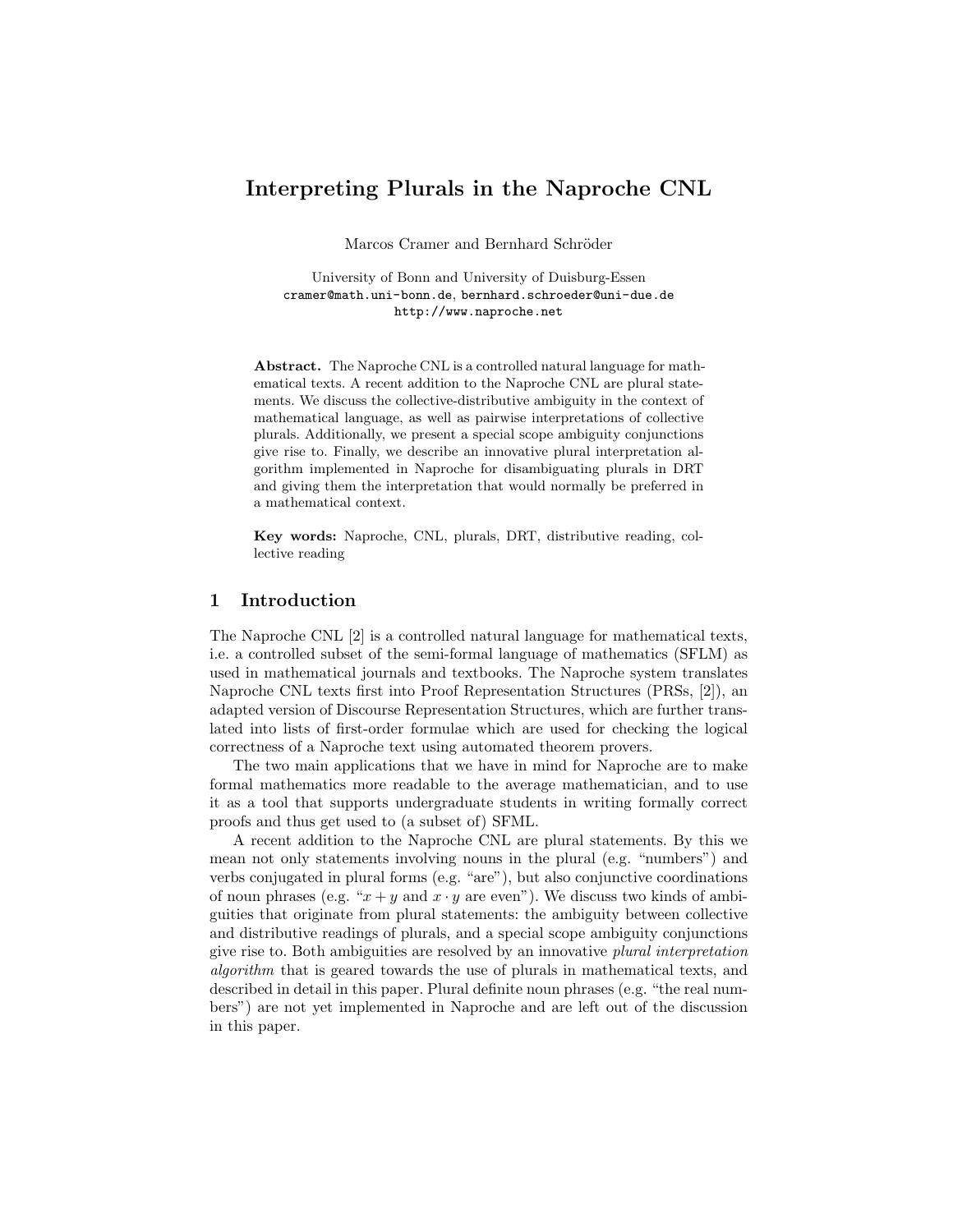# Interpreting Plurals in the Naproche CNL

Marcos Cramer and Bernhard Schröder

University of Bonn and University of Duisburg-Essen
cramer@math.uni-bonn.de, bernhard.schroeder@uni-due.de
http://www.naproche.net

**Abstract.** The Naproche CNL is a controlled natural language for mathematical texts. A recent addition to the Naproche CNL are plural statements. We discuss the collective-distributive ambiguity in the context of mathematical language, as well as pairwise interpretations of collective plurals. Additionally, we present a special scope ambiguity conjunctions give rise to. Finally, we describe an innovative plural interpretation algorithm implemented in Naproche for disambiguating plurals in DRT and giving them the interpretation that would normally be preferred in a mathematical context.

**Key words:** Naproche, CNL, plurals, DRT, distributive reading, collective reading

## 1 Introduction

The Naproche CNL [2] is a controlled natural language for mathematical texts, i.e. a controlled subset of the semi-formal language of mathematics (SFLM) as used in mathematical journals and textbooks. The Naproche system translates Naproche CNL texts first into Proof Representation Structures (PRSs, [2]), an adapted version of Discourse Representation Structures, which are further translated into lists of first-order formulae which are used for checking the logical correctness of a Naproche text using automated theorem provers.

The two main applications that we have in mind for Naproche are to make formal mathematics more readable to the average mathematician, and to use it as a tool that supports undergraduate students in writing formally correct proofs and thus get used to (a subset of) SFML.

A recent addition to the Naproche CNL are plural statements. By this we mean not only statements involving nouns in the plural (e.g. "numbers") and verbs conjugated in plural forms (e.g. "are"), but also conjunctive coordinations of noun phrases (e.g. "$x + y$ and $x \cdot y$ are even"). We discuss two kinds of ambiguities that originate from plural statements: the ambiguity between collective and distributive readings of plurals, and a special scope ambiguity conjunctions give rise to. Both ambiguities are resolved by an innovative *plural interpretation algorithm* that is geared towards the use of plurals in mathematical texts, and described in detail in this paper. Plural definite noun phrases (e.g. "the real numbers") are not yet implemented in Naproche and are left out of the discussion in this paper.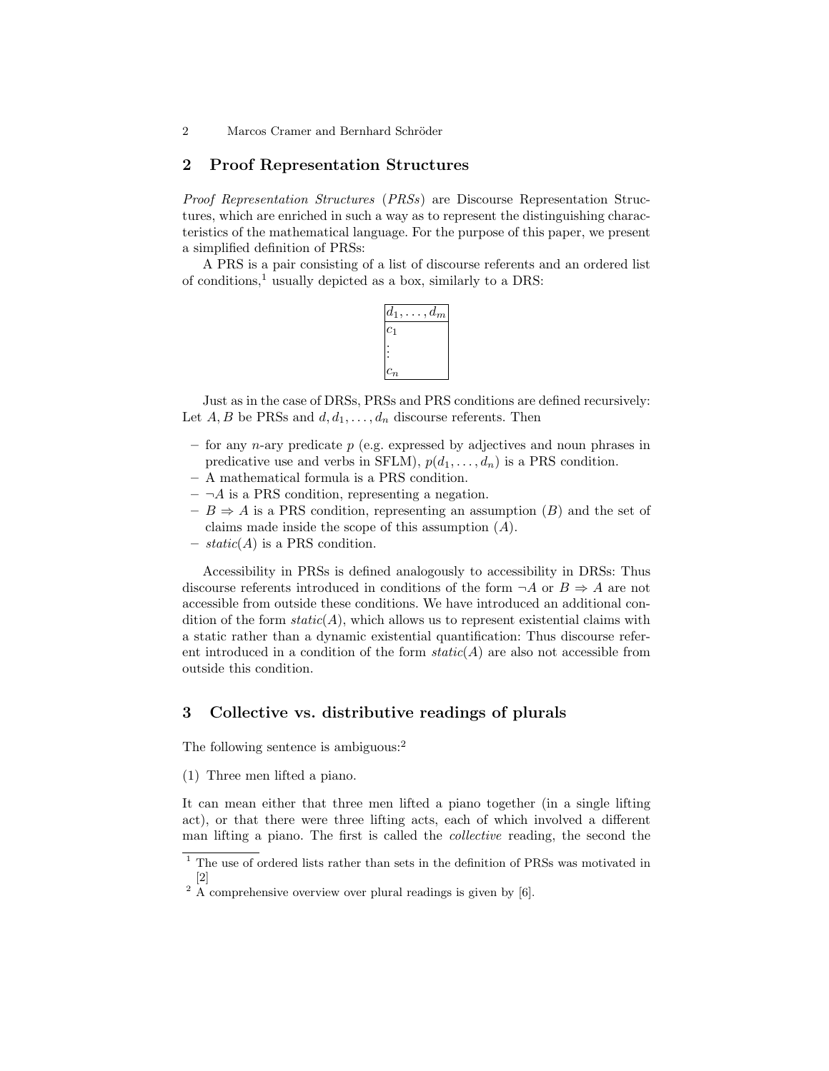## 2 Proof Representation Structures

*Proof Representation Structures* (*PRSs*) are Discourse Representation Structures, which are enriched in such a way as to represent the distinguishing characteristics of the mathematical language. For the purpose of this paper, we present a simplified definition of PRSs:

A PRS is a pair consisting of a list of discourse referents and an ordered list of conditions,[1] usually depicted as a box, similarly to a DRS:

| $d_1, \ldots, d_m$ |
|---|
| $c_1$ <br> $\vdots$ <br> $c_n$ |

Just as in the case of DRSs, PRSs and PRS conditions are defined recursively: Let $A, B$ be PRSs and $d, d_1, \ldots, d_n$ discourse referents. Then

- for any $n$-ary predicate $p$ (e.g. expressed by adjectives and noun phrases in predicative use and verbs in SFLM), $p(d_1, \ldots, d_n)$ is a PRS condition.
- A mathematical formula is a PRS condition.
- $\neg A$ is a PRS condition, representing a negation.
- $B \Rightarrow A$ is a PRS condition, representing an assumption ($B$) and the set of claims made inside the scope of this assumption ($A$).
- $static(A)$ is a PRS condition.

Accessibility in PRSs is defined analogously to accessibility in DRSs: Thus discourse referents introduced in conditions of the form $\neg A$ or $B \Rightarrow A$ are not accessible from outside these conditions. We have introduced an additional condition of the form $static(A)$, which allows us to represent existential claims with a static rather than a dynamic existential quantification: Thus discourse referent introduced in a condition of the form $static(A)$ are also not accessible from outside this condition.

## 3 Collective vs. distributive readings of plurals

The following sentence is ambiguous:[2]

(1) Three men lifted a piano.

It can mean either that three men lifted a piano together (in a single lifting act), or that there were three lifting acts, each of which involved a different man lifting a piano. The first is called the *collective* reading, the second the

[1] The use of ordered lists rather than sets in the definition of PRSs was motivated in [2]

[2] A comprehensive overview over plural readings is given by [6].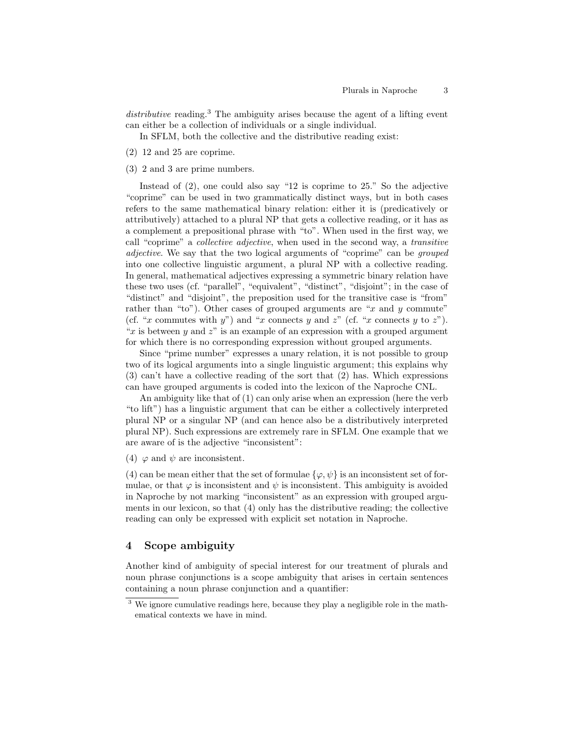*distributive* reading.[3] The ambiguity arises because the agent of a lifting event can either be a collection of individuals or a single individual.

In SFLM, both the collective and the distributive reading exist:

(2) 12 and 25 are coprime.

(3) 2 and 3 are prime numbers.

Instead of (2), one could also say "12 is coprime to 25." So the adjective "coprime" can be used in two grammatically distinct ways, but in both cases refers to the same mathematical binary relation: either it is (predicatively or attributively) attached to a plural NP that gets a collective reading, or it has as a complement a prepositional phrase with "to". When used in the first way, we call "coprime" a *collective adjective*, when used in the second way, a *transitive adjective*. We say that the two logical arguments of "coprime" can be *grouped* into one collective linguistic argument, a plural NP with a collective reading. In general, mathematical adjectives expressing a symmetric binary relation have these two uses (cf. "parallel", "equivalent", "distinct", "disjoint"; in the case of "distinct" and "disjoint", the preposition used for the transitive case is "from" rather than "to"). Other cases of grouped arguments are "$x$ and $y$ commute" (cf. "$x$ commutes with $y$") and "$x$ connects $y$ and $z$" (cf. "$x$ connects $y$ to $z$"). "$x$ is between $y$ and $z$" is an example of an expression with a grouped argument for which there is no corresponding expression without grouped arguments.

Since "prime number" expresses a unary relation, it is not possible to group two of its logical arguments into a single linguistic argument; this explains why (3) can't have a collective reading of the sort that (2) has. Which expressions can have grouped arguments is coded into the lexicon of the Naproche CNL.

An ambiguity like that of (1) can only arise when an expression (here the verb "to lift") has a linguistic argument that can be either a collectively interpreted plural NP or a singular NP (and can hence also be a distributively interpreted plural NP). Such expressions are extremely rare in SFLM. One example that we are aware of is the adjective "inconsistent":

(4) $\varphi$ and $\psi$ are inconsistent.

(4) can be mean either that the set of formulae $\{\varphi, \psi\}$ is an inconsistent set of formulae, or that $\varphi$ is inconsistent and $\psi$ is inconsistent. This ambiguity is avoided in Naproche by not marking "inconsistent" as an expression with grouped arguments in our lexicon, so that (4) only has the distributive reading; the collective reading can only be expressed with explicit set notation in Naproche.

## 4 Scope ambiguity

Another kind of ambiguity of special interest for our treatment of plurals and noun phrase conjunctions is a scope ambiguity that arises in certain sentences containing a noun phrase conjunction and a quantifier:

[3] We ignore cumulative readings here, because they play a negligible role in the mathematical contexts we have in mind.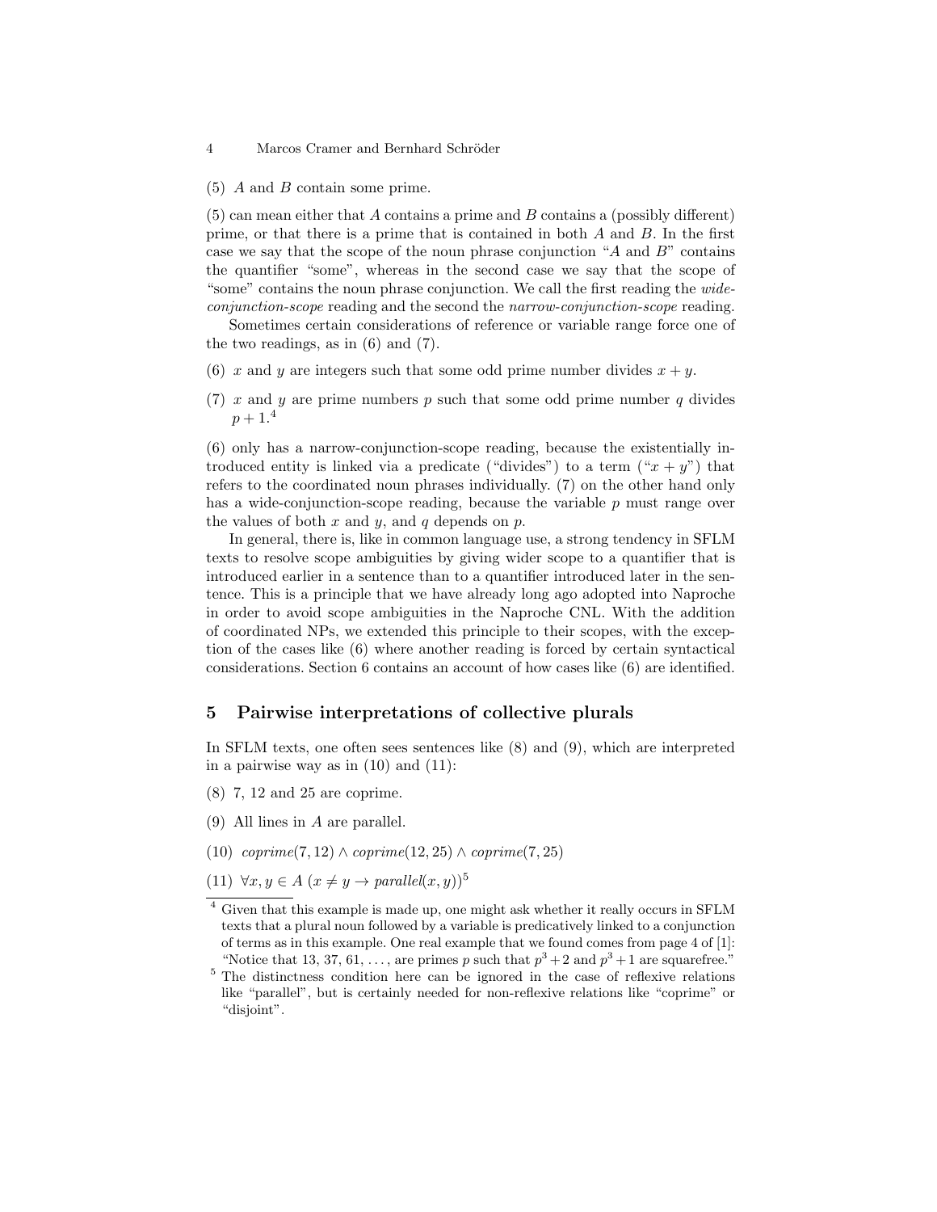(5) $A$ and $B$ contain some prime.

(5) can mean either that $A$ contains a prime and $B$ contains a (possibly different) prime, or that there is a prime that is contained in both $A$ and $B$. In the first case we say that the scope of the noun phrase conjunction "$A$ and $B$" contains the quantifier "some", whereas in the second case we say that the scope of "some" contains the noun phrase conjunction. We call the first reading the *wide-conjunction-scope* reading and the second the *narrow-conjunction-scope* reading.

Sometimes certain considerations of reference or variable range force one of the two readings, as in (6) and (7).

(6) $x$ and $y$ are integers such that some odd prime number divides $x + y$.

(7) $x$ and $y$ are prime numbers $p$ such that some odd prime number $q$ divides $p + 1$.[4]

(6) only has a narrow-conjunction-scope reading, because the existentially introduced entity is linked via a predicate ("divides") to a term ("$x + y$") that refers to the coordinated noun phrases individually. (7) on the other hand only has a wide-conjunction-scope reading, because the variable $p$ must range over the values of both $x$ and $y$, and $q$ depends on $p$.

In general, there is, like in common language use, a strong tendency in SFLM texts to resolve scope ambiguities by giving wider scope to a quantifier that is introduced earlier in a sentence than to a quantifier introduced later in the sentence. This is a principle that we have already long ago adopted into Naproche in order to avoid scope ambiguities in the Naproche CNL. With the addition of coordinated NPs, we extended this principle to their scopes, with the exception of the cases like (6) where another reading is forced by certain syntactical considerations. Section 6 contains an account of how cases like (6) are identified.

## 5 Pairwise interpretations of collective plurals

In SFLM texts, one often sees sentences like (8) and (9), which are interpreted in a pairwise way as in (10) and (11):

(8) 7, 12 and 25 are coprime.

(9) All lines in $A$ are parallel.

(10) $coprime(7, 12) \wedge coprime(12, 25) \wedge coprime(7, 25)$

(11) $\forall x, y \in A\ (x \neq y \rightarrow parallel(x, y))$[5]

---

[4] Given that this example is made up, one might ask whether it really occurs in SFLM texts that a plural noun followed by a variable is predicatively linked to a conjunction of terms as in this example. One real example that we found comes from page 4 of [1]: "Notice that 13, 37, 61, ..., are primes $p$ such that $p^3 + 2$ and $p^3 + 1$ are squarefree."

[5] The distinctness condition here can be ignored in the case of reflexive relations like "parallel", but is certainly needed for non-reflexive relations like "coprime" or "disjoint".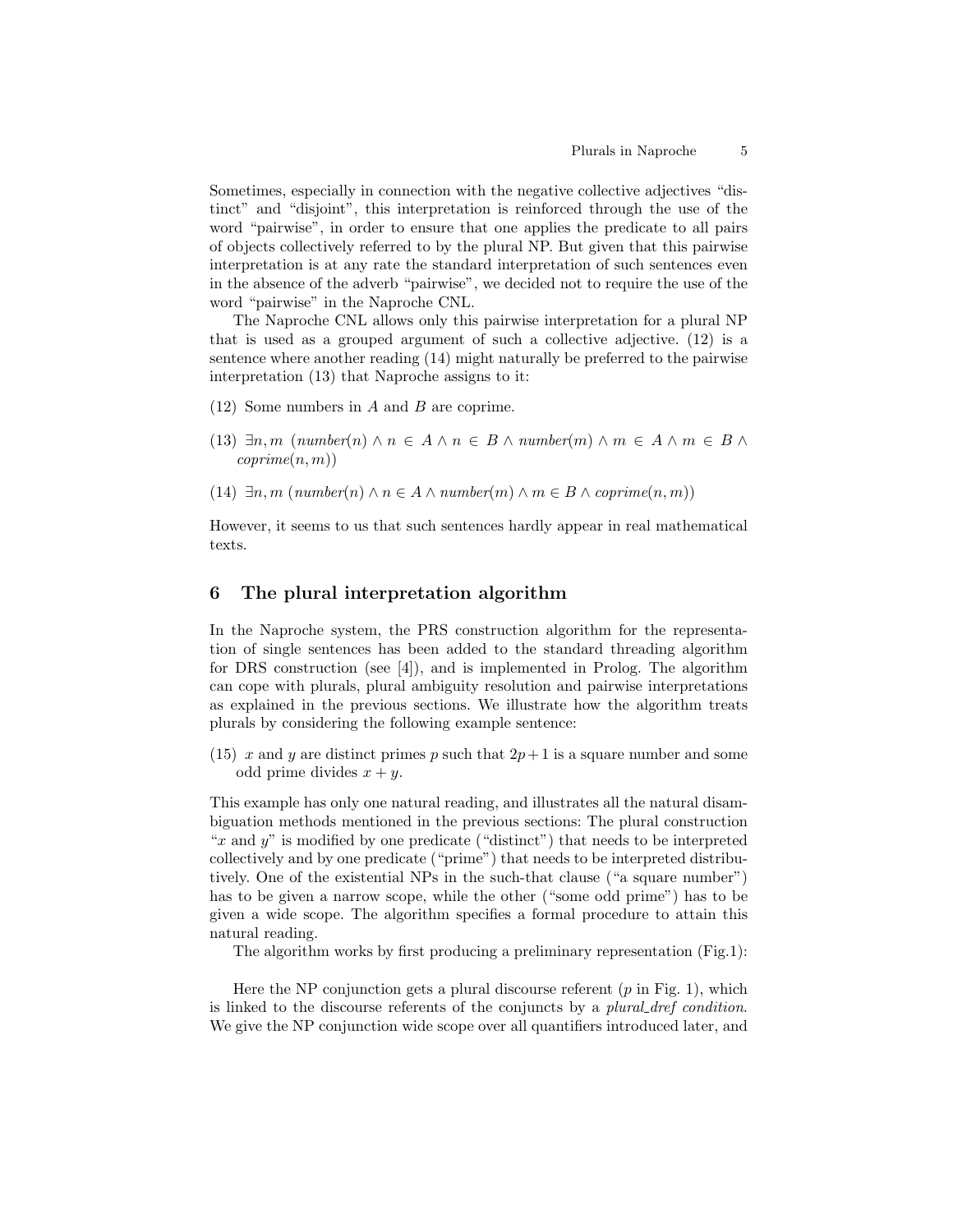Sometimes, especially in connection with the negative collective adjectives "distinct" and "disjoint", this interpretation is reinforced through the use of the word "pairwise", in order to ensure that one applies the predicate to all pairs of objects collectively referred to by the plural NP. But given that this pairwise interpretation is at any rate the standard interpretation of such sentences even in the absence of the adverb "pairwise", we decided not to require the use of the word "pairwise" in the Naproche CNL.

The Naproche CNL allows only this pairwise interpretation for a plural NP that is used as a grouped argument of such a collective adjective. (12) is a sentence where another reading (14) might naturally be preferred to the pairwise interpretation (13) that Naproche assigns to it:

(12) Some numbers in $A$ and $B$ are coprime.

(13) $\exists n, m \ (number(n) \wedge n \in A \wedge n \in B \wedge number(m) \wedge m \in A \wedge m \in B \wedge coprime(n, m))$

(14) $\exists n, m \ (number(n) \wedge n \in A \wedge number(m) \wedge m \in B \wedge coprime(n, m))$

However, it seems to us that such sentences hardly appear in real mathematical texts.

## 6 The plural interpretation algorithm

In the Naproche system, the PRS construction algorithm for the representation of single sentences has been added to the standard threading algorithm for DRS construction (see [4]), and is implemented in Prolog. The algorithm can cope with plurals, plural ambiguity resolution and pairwise interpretations as explained in the previous sections. We illustrate how the algorithm treats plurals by considering the following example sentence:

(15) $x$ and $y$ are distinct primes $p$ such that $2p+1$ is a square number and some odd prime divides $x+y$.

This example has only one natural reading, and illustrates all the natural disambiguation methods mentioned in the previous sections: The plural construction "$x$ and $y$" is modified by one predicate ("distinct") that needs to be interpreted collectively and by one predicate ("prime") that needs to be interpreted distributively. One of the existential NPs in the such-that clause ("a square number") has to be given a narrow scope, while the other ("some odd prime") has to be given a wide scope. The algorithm specifies a formal procedure to attain this natural reading.

The algorithm works by first producing a preliminary representation (Fig.1):

Here the NP conjunction gets a plural discourse referent ($p$ in Fig. 1), which is linked to the discourse referents of the conjuncts by a *plural_dref condition*. We give the NP conjunction wide scope over all quantifiers introduced later, and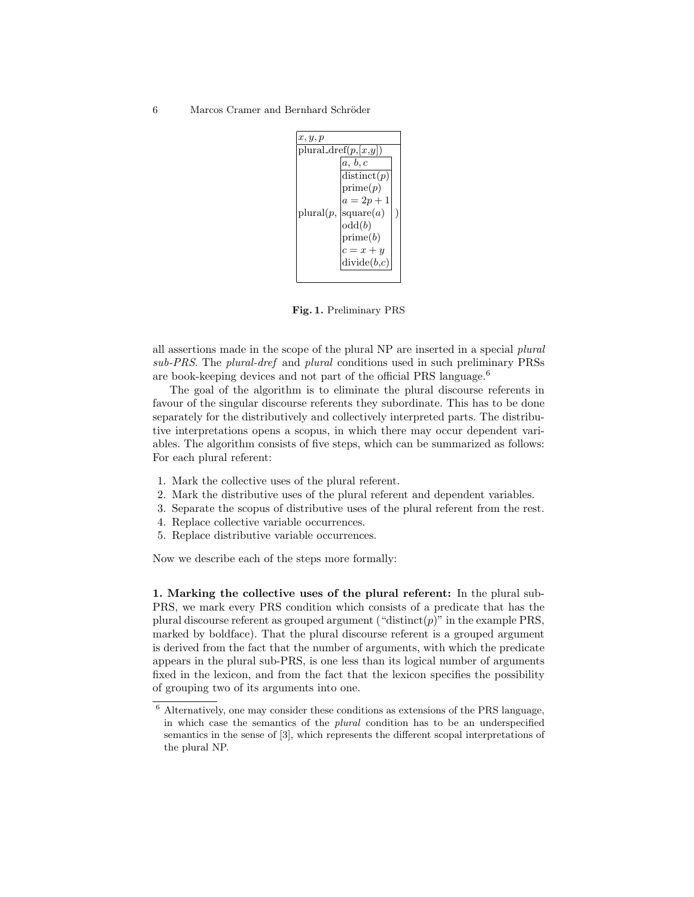| $x, y, p$ | |
|---|---|
| plural_dref($p$,[$x$,$y$]) | |
| plural($p$, | $a$, $b$, $c$ <br> distinct($p$) <br> prime($p$) <br> $a = 2p + 1$ <br> square($a$) <br> odd($b$) <br> prime($b$) <br> $c = x + y$ <br> divide($b$,$c$) ) |

**Fig. 1.** Preliminary PRS

all assertions made in the scope of the plural NP are inserted in a special *plural sub-PRS*. The *plural-dref* and *plural* conditions used in such preliminary PRSs are book-keeping devices and not part of the official PRS language.[6]

The goal of the algorithm is to eliminate the plural discourse referents in favour of the singular discourse referents they subordinate. This has to be done separately for the distributively and collectively interpreted parts. The distributive interpretations opens a scopus, in which there may occur dependent variables. The algorithm consists of five steps, which can be summarized as follows: For each plural referent:

1. Mark the collective uses of the plural referent.
2. Mark the distributive uses of the plural referent and dependent variables.
3. Separate the scopus of distributive uses of the plural referent from the rest.
4. Replace collective variable occurrences.
5. Replace distributive variable occurrences.

Now we describe each of the steps more formally:

**1. Marking the collective uses of the plural referent:** In the plural sub-PRS, we mark every PRS condition which consists of a predicate that has the plural discourse referent as grouped argument ("distinct($p$)" in the example PRS, marked by boldface). That the plural discourse referent is a grouped argument is derived from the fact that the number of arguments, with which the predicate appears in the plural sub-PRS, is one less than its logical number of arguments fixed in the lexicon, and from the fact that the lexicon specifies the possibility of grouping two of its arguments into one.

[6] Alternatively, one may consider these conditions as extensions of the PRS language, in which case the semantics of the *plural* condition has to be an underspecified semantics in the sense of [3], which represents the different scopal interpretations of the plural NP.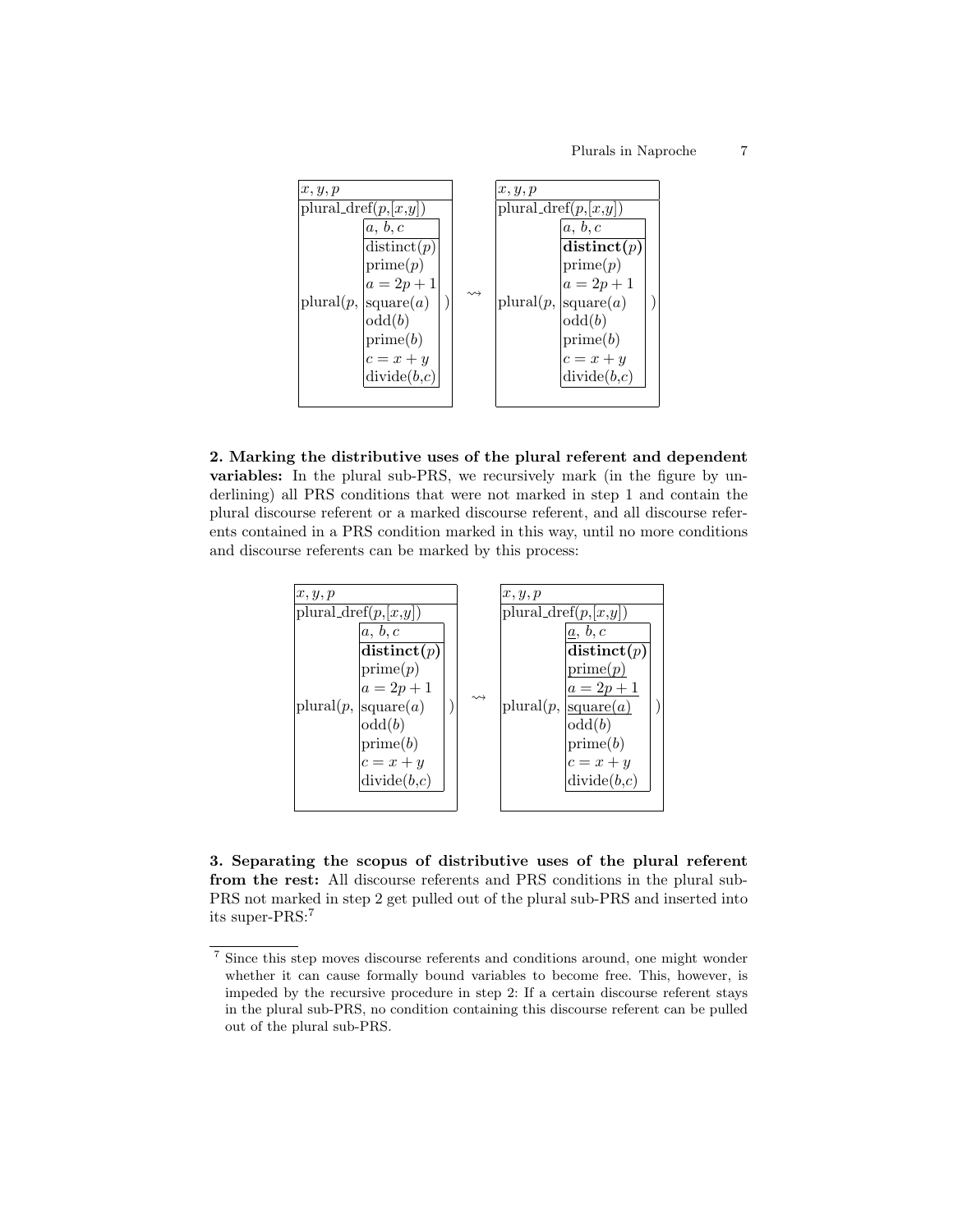| $x, y, p$ | | | | $x, y, p$ | | |
|---|---|---|---|---|---|---|
| plural_dref($p$,[$x$,$y$]) | | | | plural_dref($p$,[$x$,$y$]) | | |
| plural($p$, | $a$, $b$, $c$ / distinct($p$) / prime($p$) / $a = 2p + 1$ / square($a$) / odd($b$) / prime($b$) / $c = x + y$ / divide($b$,$c$) | ) | $\leadsto$ | plural($p$, | $a$, $b$, $c$ / **distinct($p$)** / prime($p$) / $a = 2p + 1$ / square($a$) / odd($b$) / prime($b$) / $c = x + y$ / divide($b$,$c$) | ) |

**2. Marking the distributive uses of the plural referent and dependent variables:** In the plural sub-PRS, we recursively mark (in the figure by underlining) all PRS conditions that were not marked in step 1 and contain the plural discourse referent or a marked discourse referent, and all discourse referents contained in a PRS condition marked in this way, until no more conditions and discourse referents can be marked by this process:

| $x, y, p$ | | | | $x, y, p$ | | |
|---|---|---|---|---|---|---|
| plural_dref($p$,[$x$,$y$]) | | | | plural_dref($p$,[$x$,$y$]) | | |
| plural($p$, | $a$, $b$, $c$ / **distinct($p$)** / prime($p$) / $a = 2p + 1$ / square($a$) / odd($b$) / prime($b$) / $c = x + y$ / divide($b$,$c$) | ) | $\leadsto$ | plural($p$, | $\underline{a}$, $b$, $c$ / **distinct($p$)** / $\underline{\text{prime}(p)}$ / $\underline{a = 2p + 1}$ / $\underline{\text{square}(a)}$ / odd($b$) / prime($b$) / $c = x + y$ / divide($b$,$c$) | ) |

**3. Separating the scopus of distributive uses of the plural referent from the rest:** All discourse referents and PRS conditions in the plural sub-PRS not marked in step 2 get pulled out of the plural sub-PRS and inserted into its super-PRS:[7]

[7] Since this step moves discourse referents and conditions around, one might wonder whether it can cause formally bound variables to become free. This, however, is impeded by the recursive procedure in step 2: If a certain discourse referent stays in the plural sub-PRS, no condition containing this discourse referent can be pulled out of the plural sub-PRS.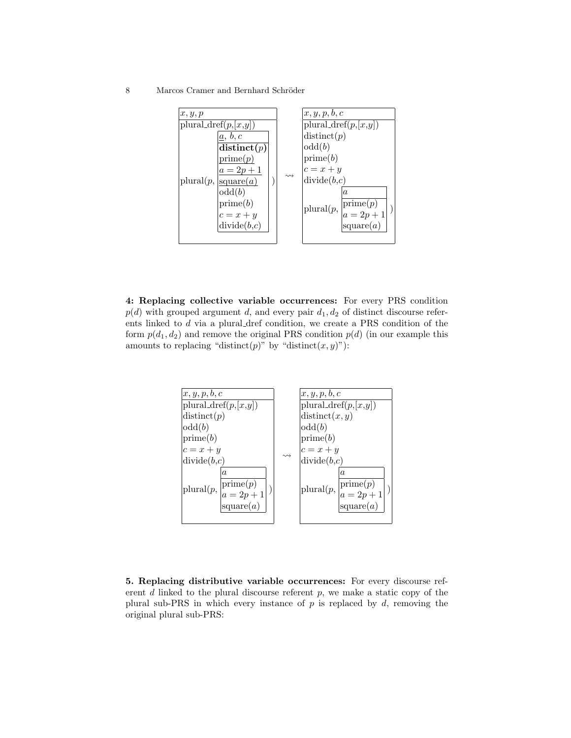```
+----------------------------------+        +----------------------------------+
| x, y, p                          |        | x, y, p, b, c                    |
+----------------------------------+        +----------------------------------+
| plural_dref(p,[x,y])             |        | plural_dref(p,[x,y])             |
|            +---------------+     |        | distinct(p)                      |
|            | a, b, c       |     |        | odd(b)                           |
|            +---------------+     |        | prime(b)                         |
|            | distinct(p)   |     |        | c = x + y                        |
|            | prime(p)      |     |   ⇝    | divide(b,c)                      |
|            | a = 2p + 1    |     |        |            +------------+        |
| plural(p,  | square(a)     | )   |        |            | a          |        |
|            | odd(b)        |     |        |            +------------+        |
|            | prime(b)      |     |        | plural(p,  | prime(p)   | )      |
|            | c = x + y     |     |        |            | a = 2p + 1 |        |
|            | divide(b,c)   |     |        |            | square(a)  |        |
|            +---------------+     |        |            +------------+        |
+----------------------------------+        +----------------------------------+
```

**4: Replacing collective variable occurrences:** For every PRS condition $p(d)$ with grouped argument $d$, and every pair $d_1, d_2$ of distinct discourse referents linked to $d$ via a plural_dref condition, we create a PRS condition of the form $p(d_1, d_2)$ and remove the original PRS condition $p(d)$ (in our example this amounts to replacing "distinct($p$)" by "distinct($x, y$)"):

```
+----------------------------------+        +----------------------------------+
| x, y, p, b, c                    |        | x, y, p, b, c                    |
+----------------------------------+        +----------------------------------+
| plural_dref(p,[x,y])             |        | plural_dref(p,[x,y])             |
| distinct(p)                      |        | distinct(x, y)                   |
| odd(b)                           |        | odd(b)                           |
| prime(b)                         |        | prime(b)                         |
| c = x + y                        |        | c = x + y                        |
| divide(b,c)                      |   ⇝    | divide(b,c)                      |
|            +------------+        |        |            +------------+        |
|            | a          |        |        |            | a          |        |
|            +------------+        |        |            +------------+        |
| plural(p,  | prime(p)   | )      |        | plural(p,  | prime(p)   | )      |
|            | a = 2p + 1 |        |        |            | a = 2p + 1 |        |
|            | square(a)  |        |        |            | square(a)  |        |
|            +------------+        |        |            +------------+        |
+----------------------------------+        +----------------------------------+
```

**5. Replacing distributive variable occurrences:** For every discourse referent $d$ linked to the plural discourse referent $p$, we make a static copy of the plural sub-PRS in which every instance of $p$ is replaced by $d$, removing the original plural sub-PRS: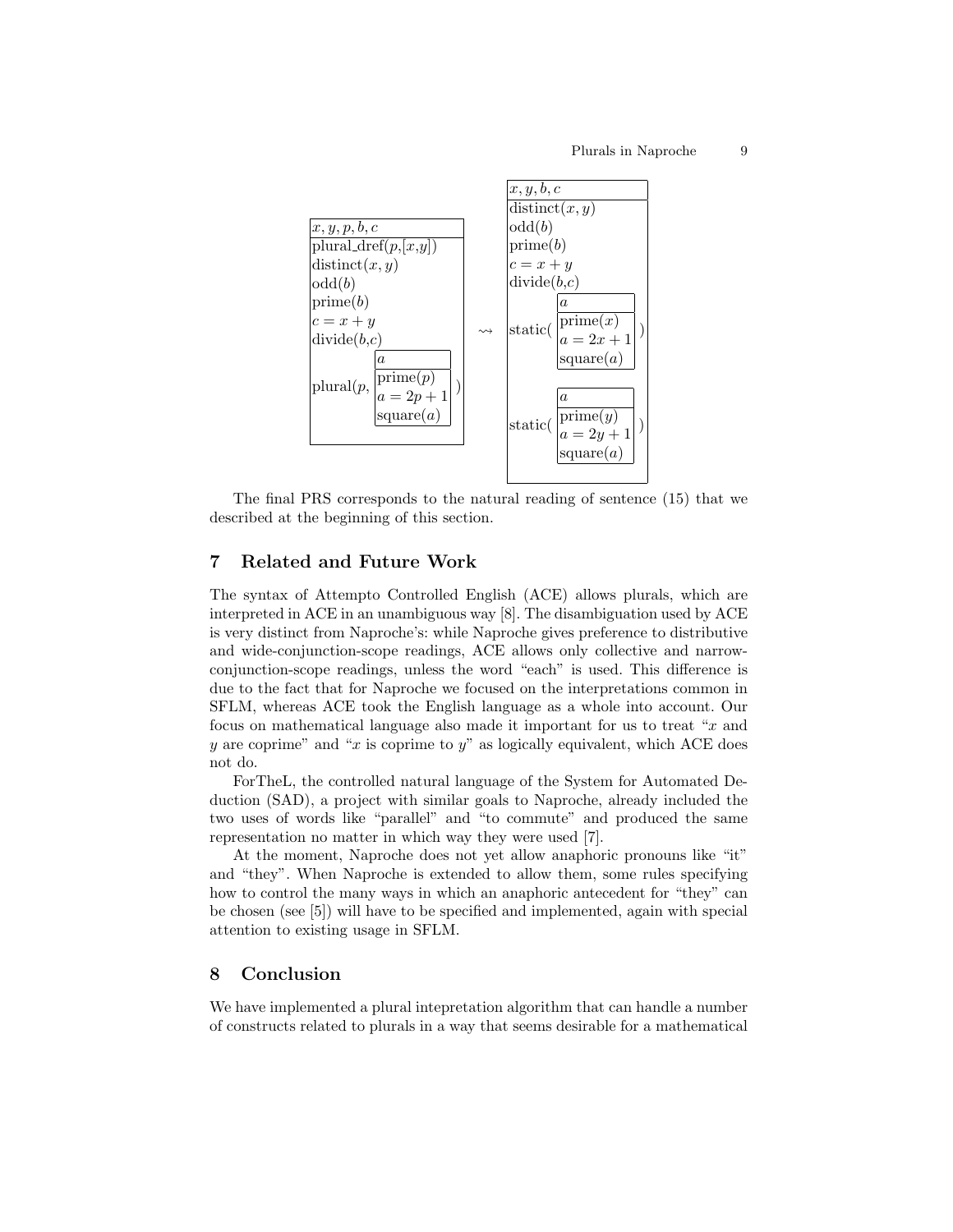| $x, y, p, b, c$ |
| --- |
| plural_dref($p$,[$x$,$y$]) |
| distinct($x, y$) |
| odd($b$) |
| prime($b$) |
| $c = x + y$ |
| divide($b$,$c$) |
| plural($p$, [ $a$ \| prime($p$), $a = 2p + 1$, square($a$) ]) |

$\rightsquigarrow$

| $x, y, b, c$ |
| --- |
| distinct($x, y$) |
| odd($b$) |
| prime($b$) |
| $c = x + y$ |
| divide($b$,$c$) |
| static( [ $a$ \| prime($x$), $a = 2x + 1$, square($a$) ] ) |
| static( [ $a$ \| prime($y$), $a = 2y + 1$, square($a$) ] ) |

The final PRS corresponds to the natural reading of sentence (15) that we described at the beginning of this section.

## 7 Related and Future Work

The syntax of Attempto Controlled English (ACE) allows plurals, which are interpreted in ACE in an unambiguous way [8]. The disambiguation used by ACE is very distinct from Naproche's: while Naproche gives preference to distributive and wide-conjunction-scope readings, ACE allows only collective and narrow-conjunction-scope readings, unless the word "each" is used. This difference is due to the fact that for Naproche we focused on the interpretations common in SFLM, whereas ACE took the English language as a whole into account. Our focus on mathematical language also made it important for us to treat "$x$ and $y$ are coprime" and "$x$ is coprime to $y$" as logically equivalent, which ACE does not do.

ForTheL, the controlled natural language of the System for Automated Deduction (SAD), a project with similar goals to Naproche, already included the two uses of words like "parallel" and "to commute" and produced the same representation no matter in which way they were used [7].

At the moment, Naproche does not yet allow anaphoric pronouns like "it" and "they". When Naproche is extended to allow them, some rules specifying how to control the many ways in which an anaphoric antecedent for "they" can be chosen (see [5]) will have to be specified and implemented, again with special attention to existing usage in SFLM.

## 8 Conclusion

We have implemented a plural intepretation algorithm that can handle a number of constructs related to plurals in a way that seems desirable for a mathematical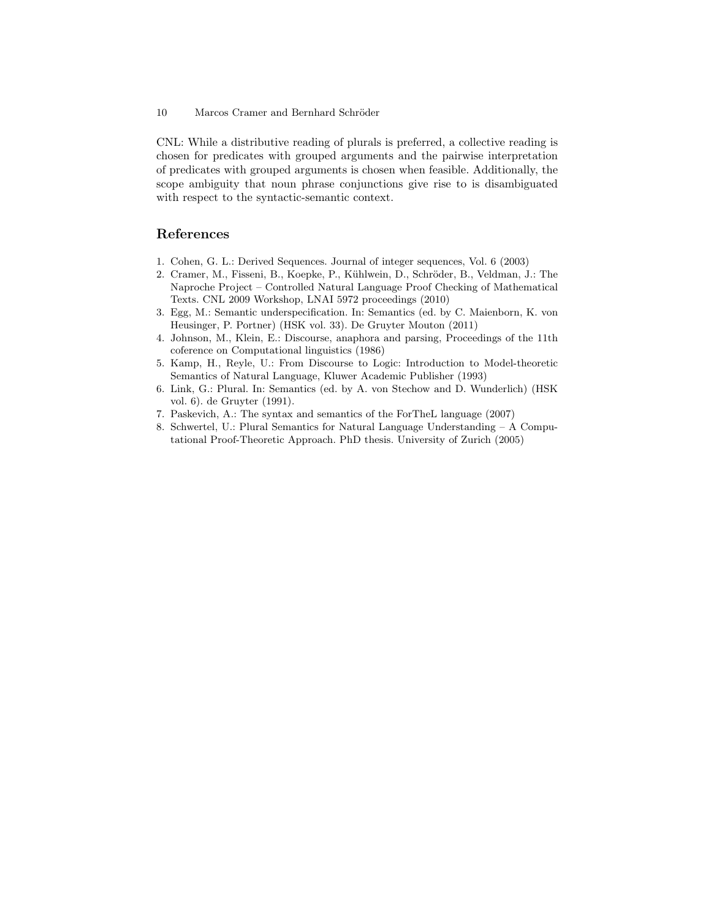CNL: While a distributive reading of plurals is preferred, a collective reading is chosen for predicates with grouped arguments and the pairwise interpretation of predicates with grouped arguments is chosen when feasible. Additionally, the scope ambiguity that noun phrase conjunctions give rise to is disambiguated with respect to the syntactic-semantic context.

## References

1. Cohen, G. L.: Derived Sequences. Journal of integer sequences, Vol. 6 (2003)
2. Cramer, M., Fisseni, B., Koepke, P., Kühlwein, D., Schröder, B., Veldman, J.: The Naproche Project – Controlled Natural Language Proof Checking of Mathematical Texts. CNL 2009 Workshop, LNAI 5972 proceedings (2010)
3. Egg, M.: Semantic underspecification. In: Semantics (ed. by C. Maienborn, K. von Heusinger, P. Portner) (HSK vol. 33). De Gruyter Mouton (2011)
4. Johnson, M., Klein, E.: Discourse, anaphora and parsing, Proceedings of the 11th coference on Computational linguistics (1986)
5. Kamp, H., Reyle, U.: From Discourse to Logic: Introduction to Model-theoretic Semantics of Natural Language, Kluwer Academic Publisher (1993)
6. Link, G.: Plural. In: Semantics (ed. by A. von Stechow and D. Wunderlich) (HSK vol. 6). de Gruyter (1991).
7. Paskevich, A.: The syntax and semantics of the ForTheL language (2007)
8. Schwertel, U.: Plural Semantics for Natural Language Understanding – A Computational Proof-Theoretic Approach. PhD thesis. University of Zurich (2005)